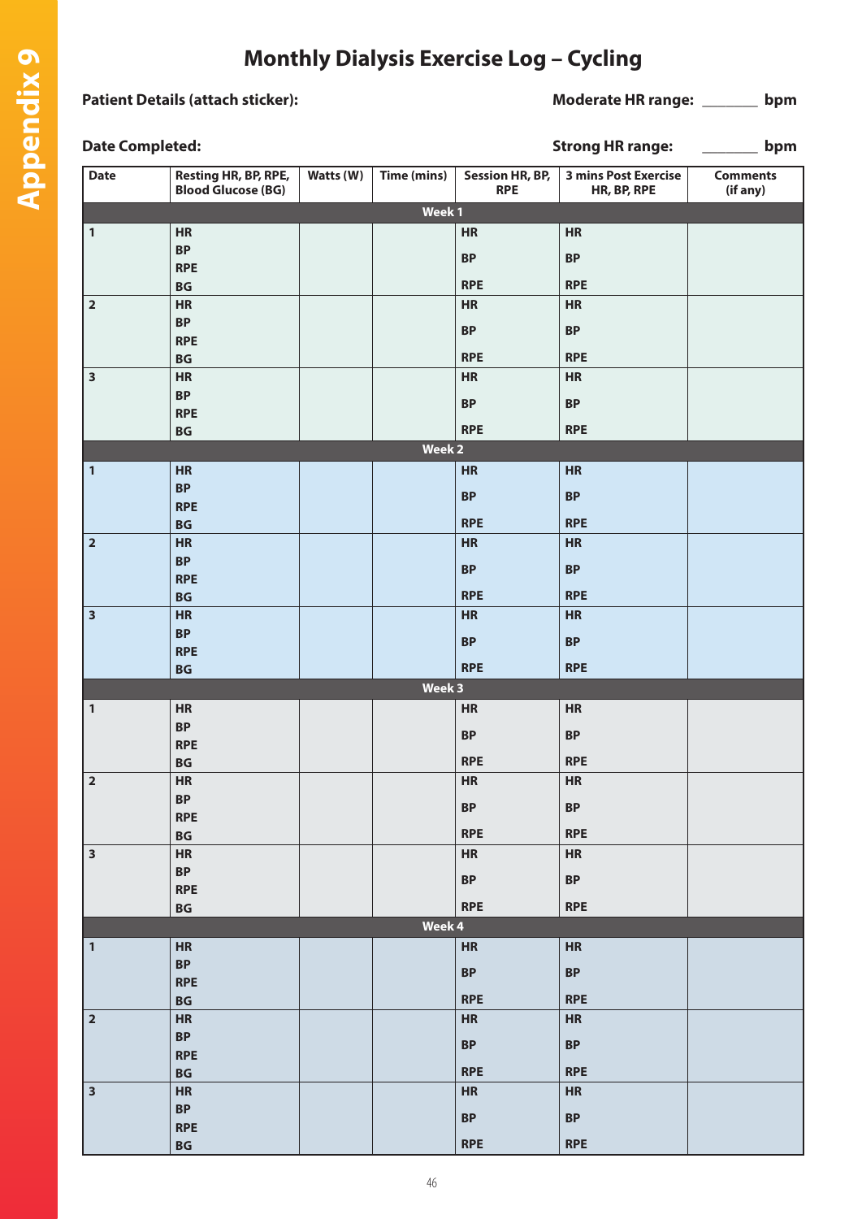# Monthly Dialysis Exercise Log – Cycling

**Patient Details (attach sticker):**

**Moderate HR range:** _______ bpm

**Date Completed:**

**Strong HR range:** _______ bpm

| Date | Resting HR, BP, RPE, Blood Glucose (BG) | Watts (W) | Time (mins) | Session HR, BP, RPE | 3 mins Post Exercise HR, BP, RPE | Comments (if any) |
|---|---|---|---|---|---|---|
| **Week 1** | | | | | | |
| 1 | HR<br>BP<br>RPE<br>BG | | | HR<br>BP<br>RPE | HR<br>BP<br>RPE | |
| 2 | HR<br>BP<br>RPE<br>BG | | | HR<br>BP<br>RPE | HR<br>BP<br>RPE | |
| 3 | HR<br>BP<br>RPE<br>BG | | | HR<br>BP<br>RPE | HR<br>BP<br>RPE | |
| **Week 2** | | | | | | |
| 1 | HR<br>BP<br>RPE<br>BG | | | HR<br>BP<br>RPE | HR<br>BP<br>RPE | |
| 2 | HR<br>BP<br>RPE<br>BG | | | HR<br>BP<br>RPE | HR<br>BP<br>RPE | |
| 3 | HR<br>BP<br>RPE<br>BG | | | HR<br>BP<br>RPE | HR<br>BP<br>RPE | |
| **Week 3** | | | | | | |
| 1 | HR<br>BP<br>RPE<br>BG | | | HR<br>BP<br>RPE | HR<br>BP<br>RPE | |
| 2 | HR<br>BP<br>RPE<br>BG | | | HR<br>BP<br>RPE | HR<br>BP<br>RPE | |
| 3 | HR<br>BP<br>RPE<br>BG | | | HR<br>BP<br>RPE | HR<br>BP<br>RPE | |
| **Week 4** | | | | | | |
| 1 | HR<br>BP<br>RPE<br>BG | | | HR<br>BP<br>RPE | HR<br>BP<br>RPE | |
| 2 | HR<br>BP<br>RPE<br>BG | | | HR<br>BP<br>RPE | HR<br>BP<br>RPE | |
| 3 | HR<br>BP<br>RPE<br>BG | | | HR<br>BP<br>RPE | HR<br>BP<br>RPE | |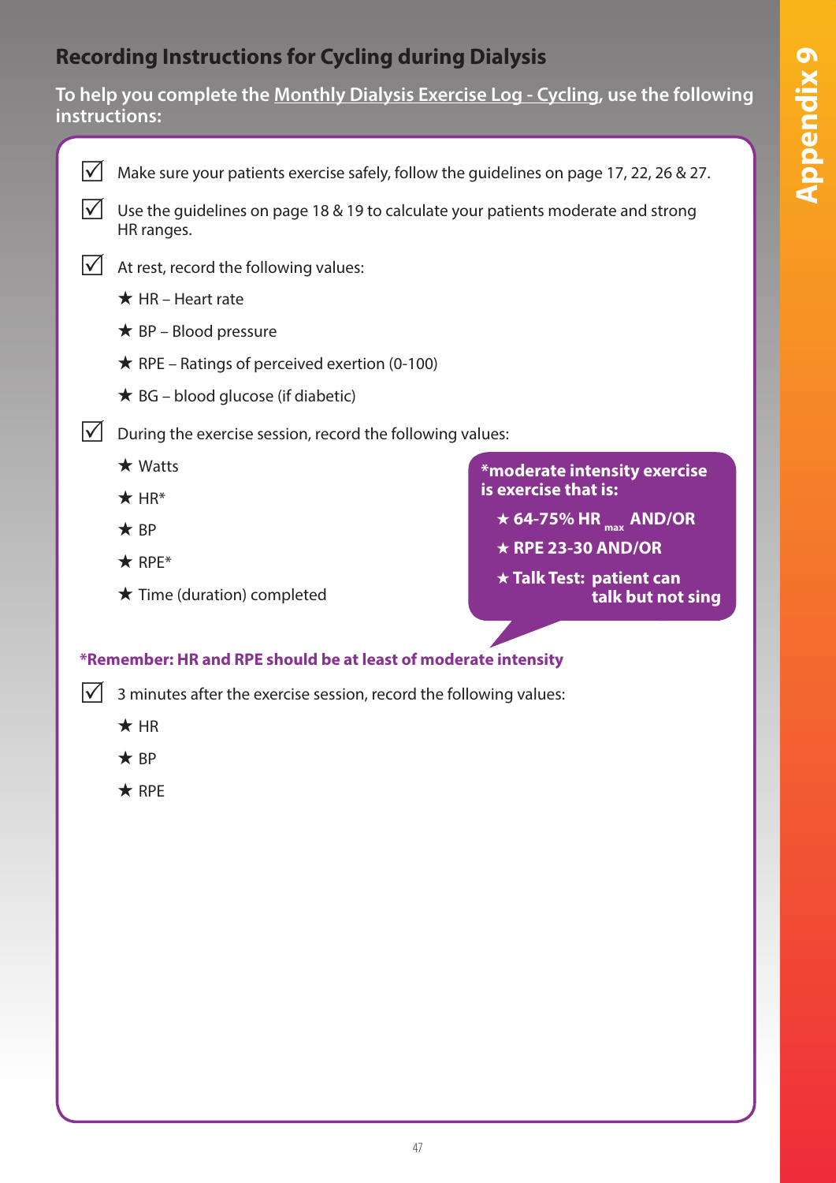## Recording Instructions for Cycling during Dialysis

**To help you complete the Monthly Dialysis Exercise Log - Cycling, use the following instructions:**

- ☑ Make sure your patients exercise safely, follow the guidelines on page 17, 22, 26 & 27.
- ☑ Use the guidelines on page 18 & 19 to calculate your patients moderate and strong HR ranges.
- ☑ At rest, record the following values:
  - ★ HR – Heart rate
  - ★ BP – Blood pressure
  - ★ RPE – Ratings of perceived exertion (0-100)
  - ★ BG – blood glucose (if diabetic)
- ☑ During the exercise session, record the following values:
  - ★ Watts
  - ★ HR*
  - ★ BP
  - ★ RPE*
  - ★ Time (duration) completed

**\*moderate intensity exercise is exercise that is:**

- ★ **64-75% $HR_{max}$ AND/OR**
- ★ **RPE 23-30 AND/OR**
- ★ **Talk Test: patient can talk but not sing**

**\*Remember: HR and RPE should be at least of moderate intensity**

- ☑ 3 minutes after the exercise session, record the following values:
  - ★ HR
  - ★ BP
  - ★ RPE